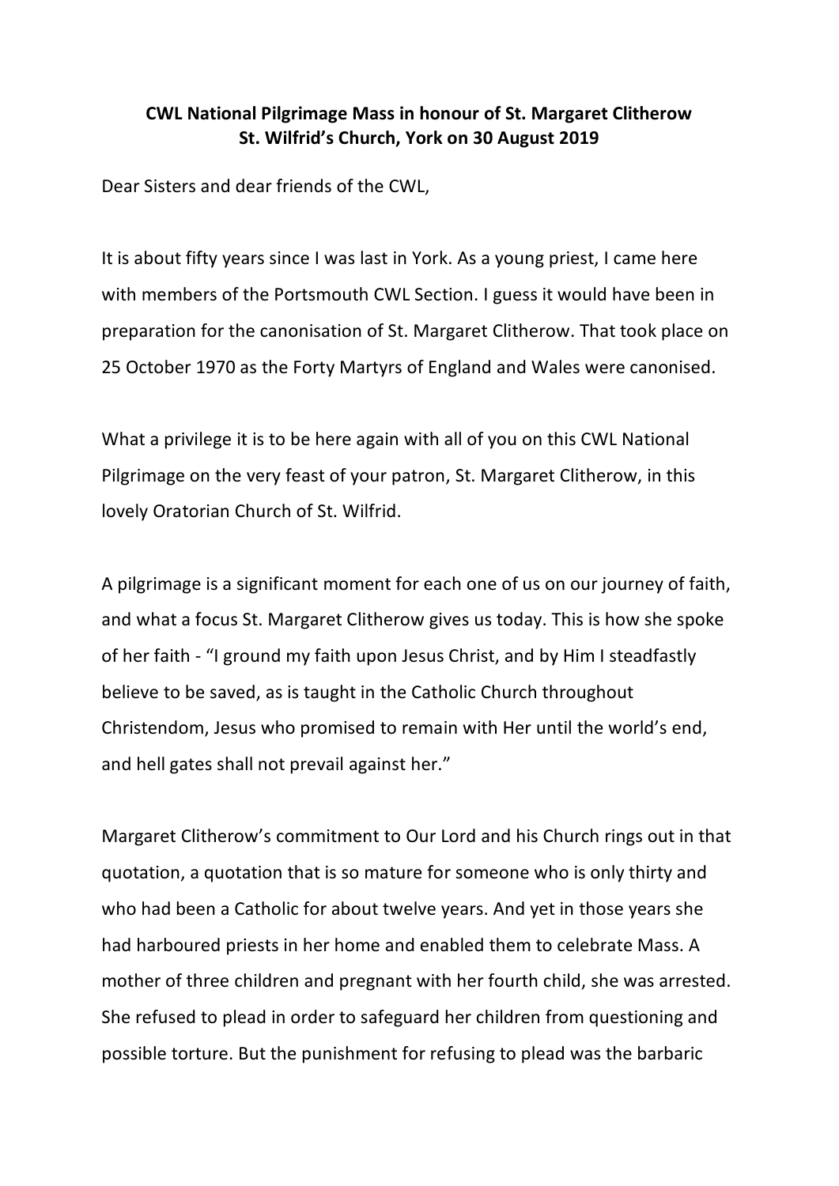**CWL National Pilgrimage Mass in honour of St. Margaret Clitherow**
**St. Wilfrid's Church, York on 30 August 2019**

Dear Sisters and dear friends of the CWL,

It is about fifty years since I was last in York. As a young priest, I came here with members of the Portsmouth CWL Section. I guess it would have been in preparation for the canonisation of St. Margaret Clitherow. That took place on 25 October 1970 as the Forty Martyrs of England and Wales were canonised.

What a privilege it is to be here again with all of you on this CWL National Pilgrimage on the very feast of your patron, St. Margaret Clitherow, in this lovely Oratorian Church of St. Wilfrid.

A pilgrimage is a significant moment for each one of us on our journey of faith, and what a focus St. Margaret Clitherow gives us today. This is how she spoke of her faith - "I ground my faith upon Jesus Christ, and by Him I steadfastly believe to be saved, as is taught in the Catholic Church throughout Christendom, Jesus who promised to remain with Her until the world's end, and hell gates shall not prevail against her."

Margaret Clitherow's commitment to Our Lord and his Church rings out in that quotation, a quotation that is so mature for someone who is only thirty and who had been a Catholic for about twelve years. And yet in those years she had harboured priests in her home and enabled them to celebrate Mass. A mother of three children and pregnant with her fourth child, she was arrested. She refused to plead in order to safeguard her children from questioning and possible torture. But the punishment for refusing to plead was the barbaric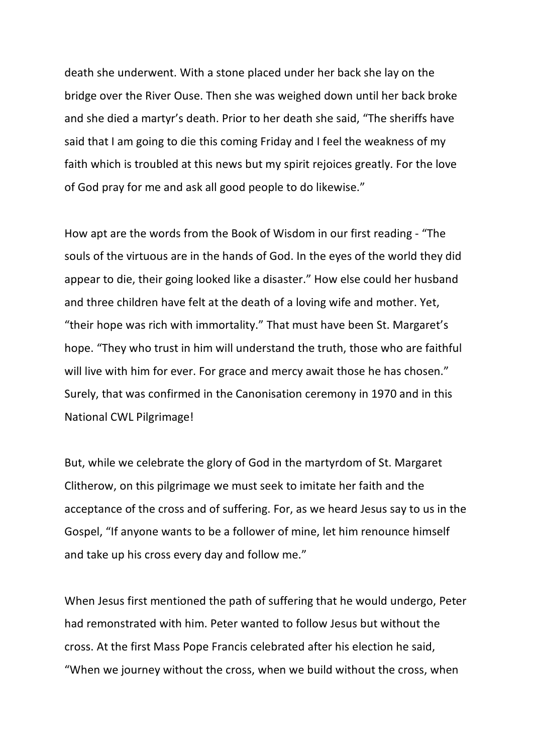death she underwent. With a stone placed under her back she lay on the bridge over the River Ouse. Then she was weighed down until her back broke and she died a martyr's death. Prior to her death she said, "The sheriffs have said that I am going to die this coming Friday and I feel the weakness of my faith which is troubled at this news but my spirit rejoices greatly. For the love of God pray for me and ask all good people to do likewise."

How apt are the words from the Book of Wisdom in our first reading - "The souls of the virtuous are in the hands of God. In the eyes of the world they did appear to die, their going looked like a disaster." How else could her husband and three children have felt at the death of a loving wife and mother. Yet, "their hope was rich with immortality." That must have been St. Margaret's hope. "They who trust in him will understand the truth, those who are faithful will live with him for ever. For grace and mercy await those he has chosen." Surely, that was confirmed in the Canonisation ceremony in 1970 and in this National CWL Pilgrimage!

But, while we celebrate the glory of God in the martyrdom of St. Margaret Clitherow, on this pilgrimage we must seek to imitate her faith and the acceptance of the cross and of suffering. For, as we heard Jesus say to us in the Gospel, "If anyone wants to be a follower of mine, let him renounce himself and take up his cross every day and follow me."

When Jesus first mentioned the path of suffering that he would undergo, Peter had remonstrated with him. Peter wanted to follow Jesus but without the cross. At the first Mass Pope Francis celebrated after his election he said, "When we journey without the cross, when we build without the cross, when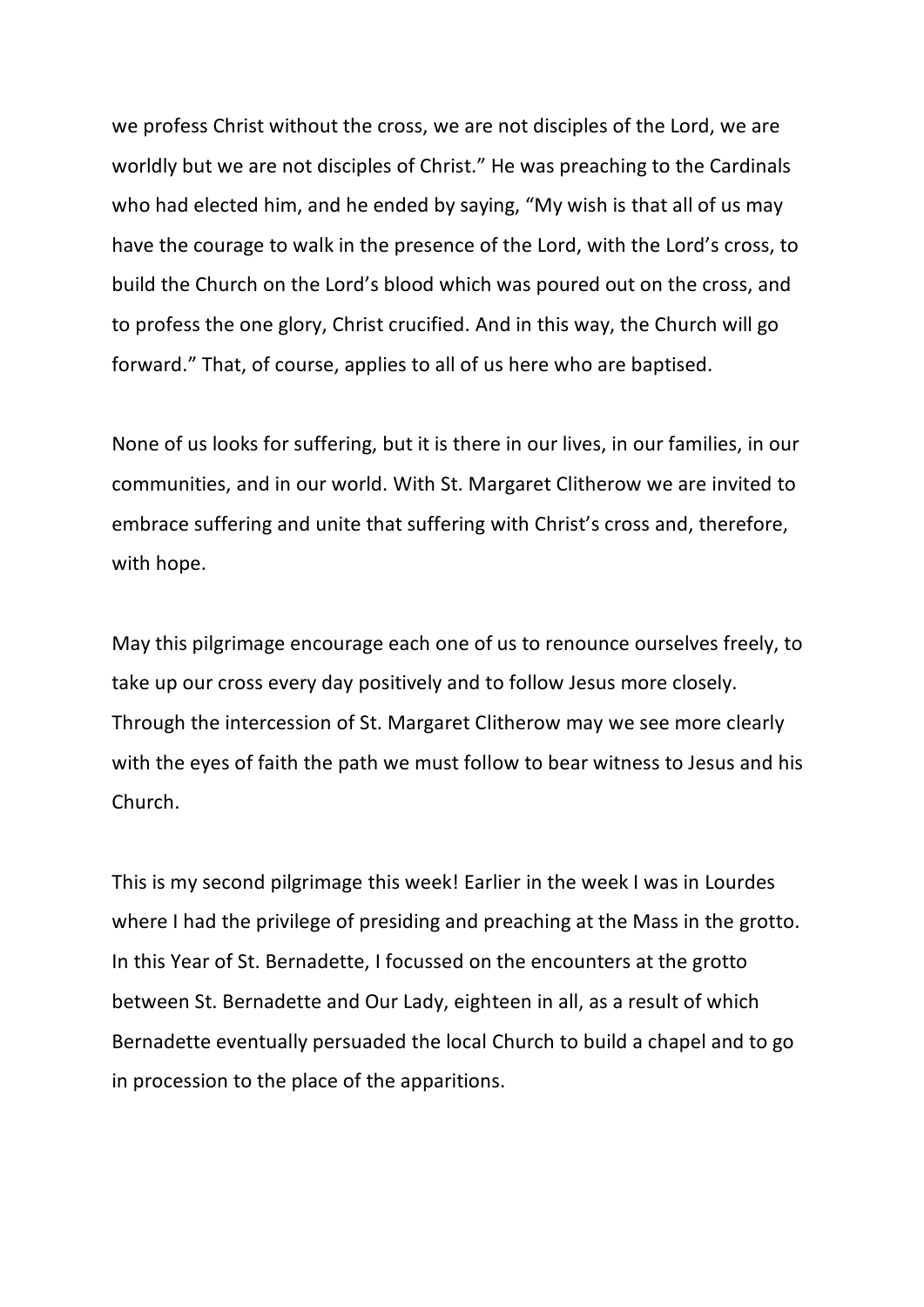we profess Christ without the cross, we are not disciples of the Lord, we are worldly but we are not disciples of Christ." He was preaching to the Cardinals who had elected him, and he ended by saying, "My wish is that all of us may have the courage to walk in the presence of the Lord, with the Lord's cross, to build the Church on the Lord's blood which was poured out on the cross, and to profess the one glory, Christ crucified. And in this way, the Church will go forward." That, of course, applies to all of us here who are baptised.

None of us looks for suffering, but it is there in our lives, in our families, in our communities, and in our world. With St. Margaret Clitherow we are invited to embrace suffering and unite that suffering with Christ's cross and, therefore, with hope.

May this pilgrimage encourage each one of us to renounce ourselves freely, to take up our cross every day positively and to follow Jesus more closely. Through the intercession of St. Margaret Clitherow may we see more clearly with the eyes of faith the path we must follow to bear witness to Jesus and his Church.

This is my second pilgrimage this week! Earlier in the week I was in Lourdes where I had the privilege of presiding and preaching at the Mass in the grotto. In this Year of St. Bernadette, I focussed on the encounters at the grotto between St. Bernadette and Our Lady, eighteen in all, as a result of which Bernadette eventually persuaded the local Church to build a chapel and to go in procession to the place of the apparitions.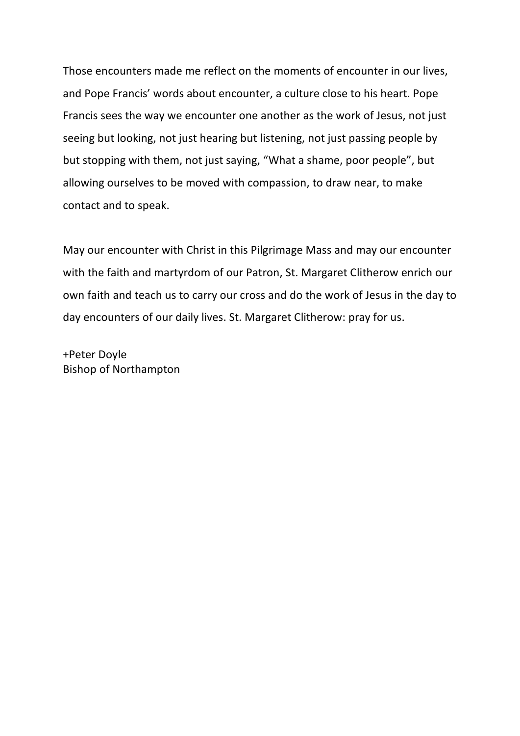Those encounters made me reflect on the moments of encounter in our lives, and Pope Francis' words about encounter, a culture close to his heart. Pope Francis sees the way we encounter one another as the work of Jesus, not just seeing but looking, not just hearing but listening, not just passing people by but stopping with them, not just saying, "What a shame, poor people", but allowing ourselves to be moved with compassion, to draw near, to make contact and to speak.

May our encounter with Christ in this Pilgrimage Mass and may our encounter with the faith and martyrdom of our Patron, St. Margaret Clitherow enrich our own faith and teach us to carry our cross and do the work of Jesus in the day to day encounters of our daily lives. St. Margaret Clitherow: pray for us.

+Peter Doyle
Bishop of Northampton